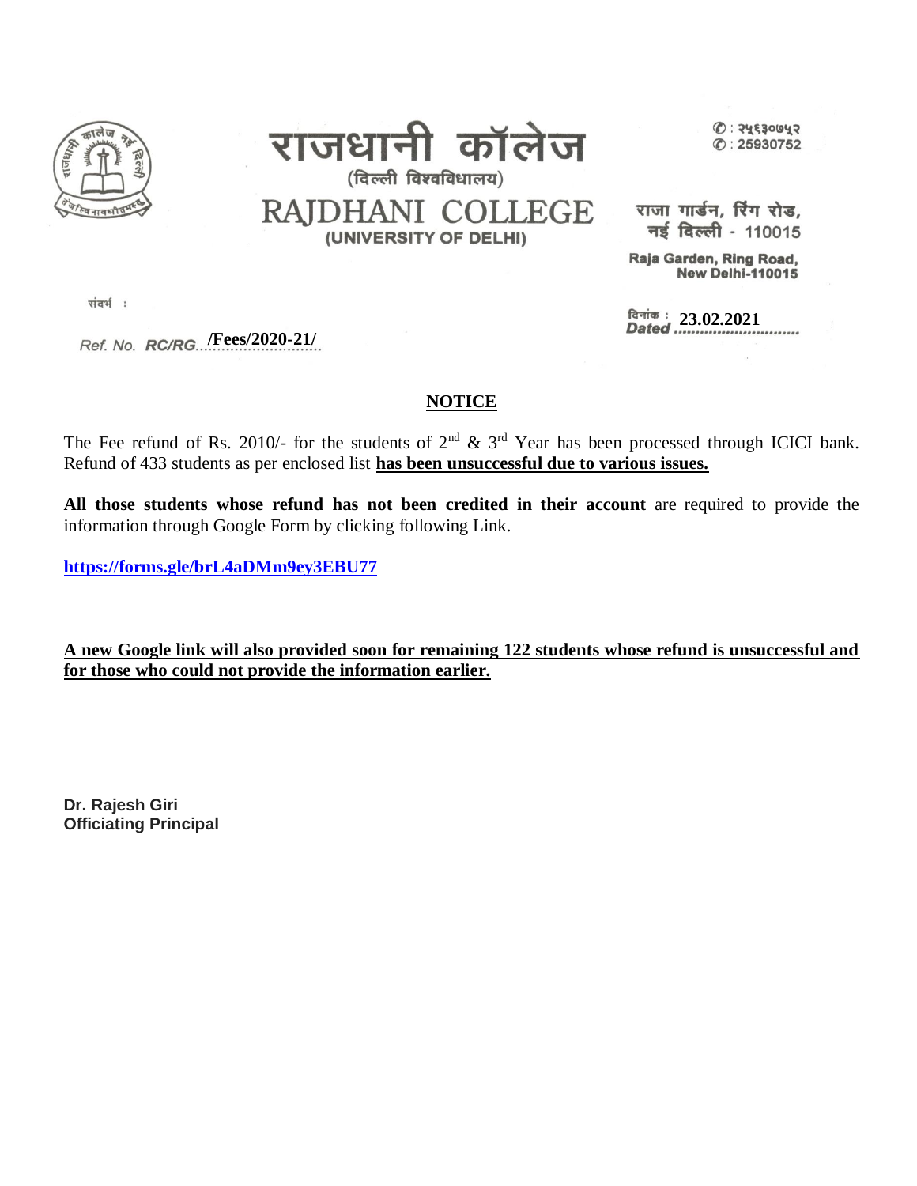# राजधानी कॉलेज
(दिल्ली विश्वविद्यालय)

# RAJDHANI COLLEGE
(UNIVERSITY OF DELHI)

✆ : २५९३०७५२
✆ : 25930752

राजा गार्डन, रिंग रोड,
नई दिल्ली - 110015

Raja Garden, Ring Road,
New Delhi-110015

संदर्भ :
Ref. No. RC/RG/Fees/2020-21/

दिनांक :
Dated 23.02.2021

## NOTICE

The Fee refund of Rs. 2010/- for the students of 2nd & 3rd Year has been processed through ICICI bank. Refund of 433 students as per enclosed list **has been unsuccessful due to various issues.**

**All those students whose refund has not been credited in their account** are required to provide the information through Google Form by clicking following Link.

**https://forms.gle/brL4aDMm9ey3EBU77**

**A new Google link will also provided soon for remaining 122 students whose refund is unsuccessful and for those who could not provide the information earlier.**

**Dr. Rajesh Giri**
**Officiating Principal**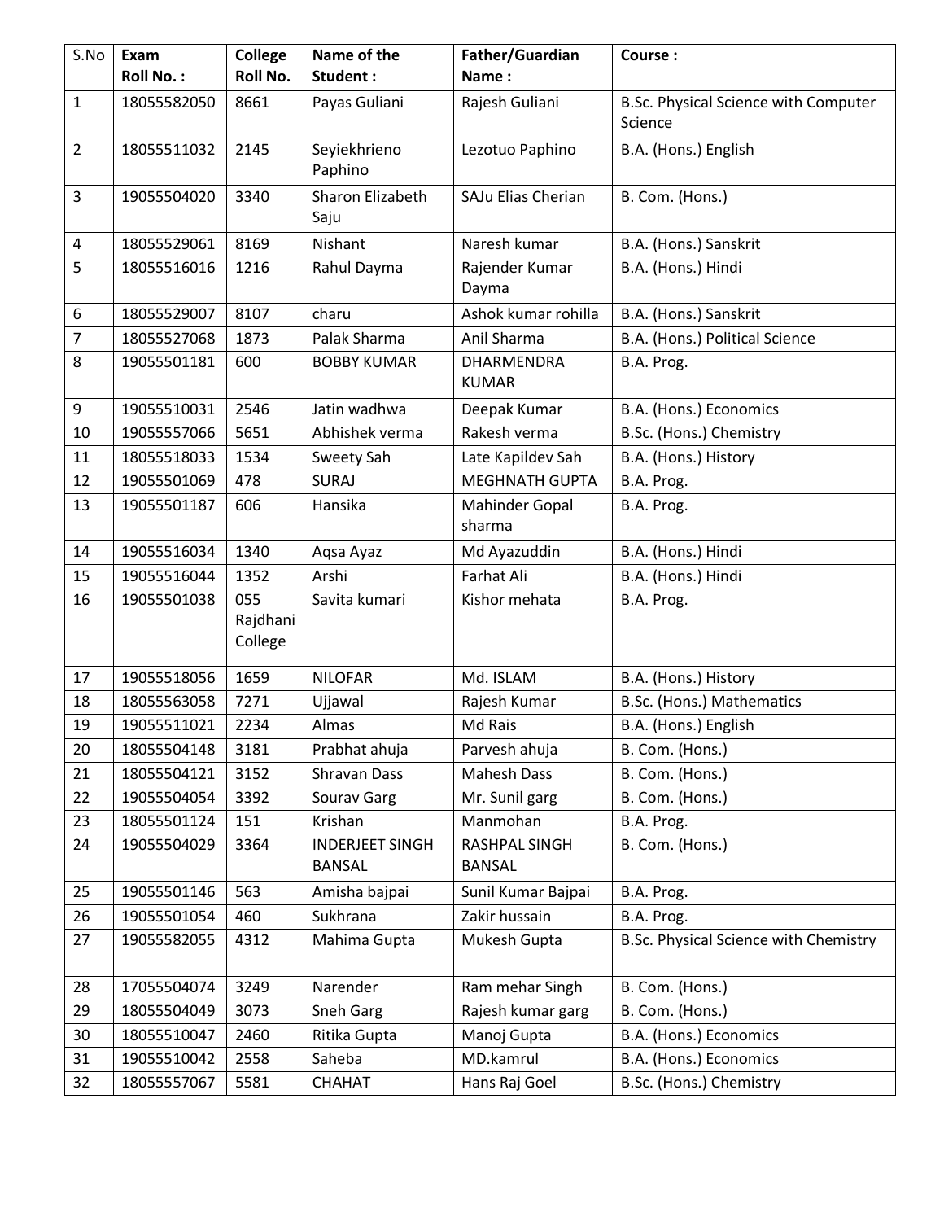| S.No | Exam Roll No. : | College Roll No. | Name of the Student : | Father/Guardian Name : | Course : |
|---|---|---|---|---|---|
| 1 | 18055582050 | 8661 | Payas Guliani | Rajesh Guliani | B.Sc. Physical Science with Computer Science |
| 2 | 18055511032 | 2145 | Seyiekhrieno Paphino | Lezotuo Paphino | B.A. (Hons.) English |
| 3 | 19055504020 | 3340 | Sharon Elizabeth Saju | SAJu Elias Cherian | B. Com. (Hons.) |
| 4 | 18055529061 | 8169 | Nishant | Naresh kumar | B.A. (Hons.) Sanskrit |
| 5 | 18055516016 | 1216 | Rahul Dayma | Rajender Kumar Dayma | B.A. (Hons.) Hindi |
| 6 | 18055529007 | 8107 | charu | Ashok kumar rohilla | B.A. (Hons.) Sanskrit |
| 7 | 18055527068 | 1873 | Palak Sharma | Anil Sharma | B.A. (Hons.) Political Science |
| 8 | 19055501181 | 600 | BOBBY KUMAR | DHARMENDRA KUMAR | B.A. Prog. |
| 9 | 19055510031 | 2546 | Jatin wadhwa | Deepak Kumar | B.A. (Hons.) Economics |
| 10 | 19055557066 | 5651 | Abhishek verma | Rakesh verma | B.Sc. (Hons.) Chemistry |
| 11 | 18055518033 | 1534 | Sweety Sah | Late Kapildev Sah | B.A. (Hons.) History |
| 12 | 19055501069 | 478 | SURAJ | MEGHNATH GUPTA | B.A. Prog. |
| 13 | 19055501187 | 606 | Hansika | Mahinder Gopal sharma | B.A. Prog. |
| 14 | 19055516034 | 1340 | Aqsa Ayaz | Md Ayazuddin | B.A. (Hons.) Hindi |
| 15 | 19055516044 | 1352 | Arshi | Farhat Ali | B.A. (Hons.) Hindi |
| 16 | 19055501038 | 055 Rajdhani College | Savita kumari | Kishor mehata | B.A. Prog. |
| 17 | 19055518056 | 1659 | NILOFAR | Md. ISLAM | B.A. (Hons.) History |
| 18 | 18055563058 | 7271 | Ujjawal | Rajesh Kumar | B.Sc. (Hons.) Mathematics |
| 19 | 19055511021 | 2234 | Almas | Md Rais | B.A. (Hons.) English |
| 20 | 18055504148 | 3181 | Prabhat ahuja | Parvesh ahuja | B. Com. (Hons.) |
| 21 | 18055504121 | 3152 | Shravan Dass | Mahesh Dass | B. Com. (Hons.) |
| 22 | 19055504054 | 3392 | Sourav Garg | Mr. Sunil garg | B. Com. (Hons.) |
| 23 | 18055501124 | 151 | Krishan | Manmohan | B.A. Prog. |
| 24 | 19055504029 | 3364 | INDERJEET SINGH BANSAL | RASHPAL SINGH BANSAL | B. Com. (Hons.) |
| 25 | 19055501146 | 563 | Amisha bajpai | Sunil Kumar Bajpai | B.A. Prog. |
| 26 | 19055501054 | 460 | Sukhrana | Zakir hussain | B.A. Prog. |
| 27 | 19055582055 | 4312 | Mahima Gupta | Mukesh Gupta | B.Sc. Physical Science with Chemistry |
| 28 | 17055504074 | 3249 | Narender | Ram mehar Singh | B. Com. (Hons.) |
| 29 | 18055504049 | 3073 | Sneh Garg | Rajesh kumar garg | B. Com. (Hons.) |
| 30 | 18055510047 | 2460 | Ritika Gupta | Manoj Gupta | B.A. (Hons.) Economics |
| 31 | 19055510042 | 2558 | Saheba | MD.kamrul | B.A. (Hons.) Economics |
| 32 | 18055557067 | 5581 | CHAHAT | Hans Raj Goel | B.Sc. (Hons.) Chemistry |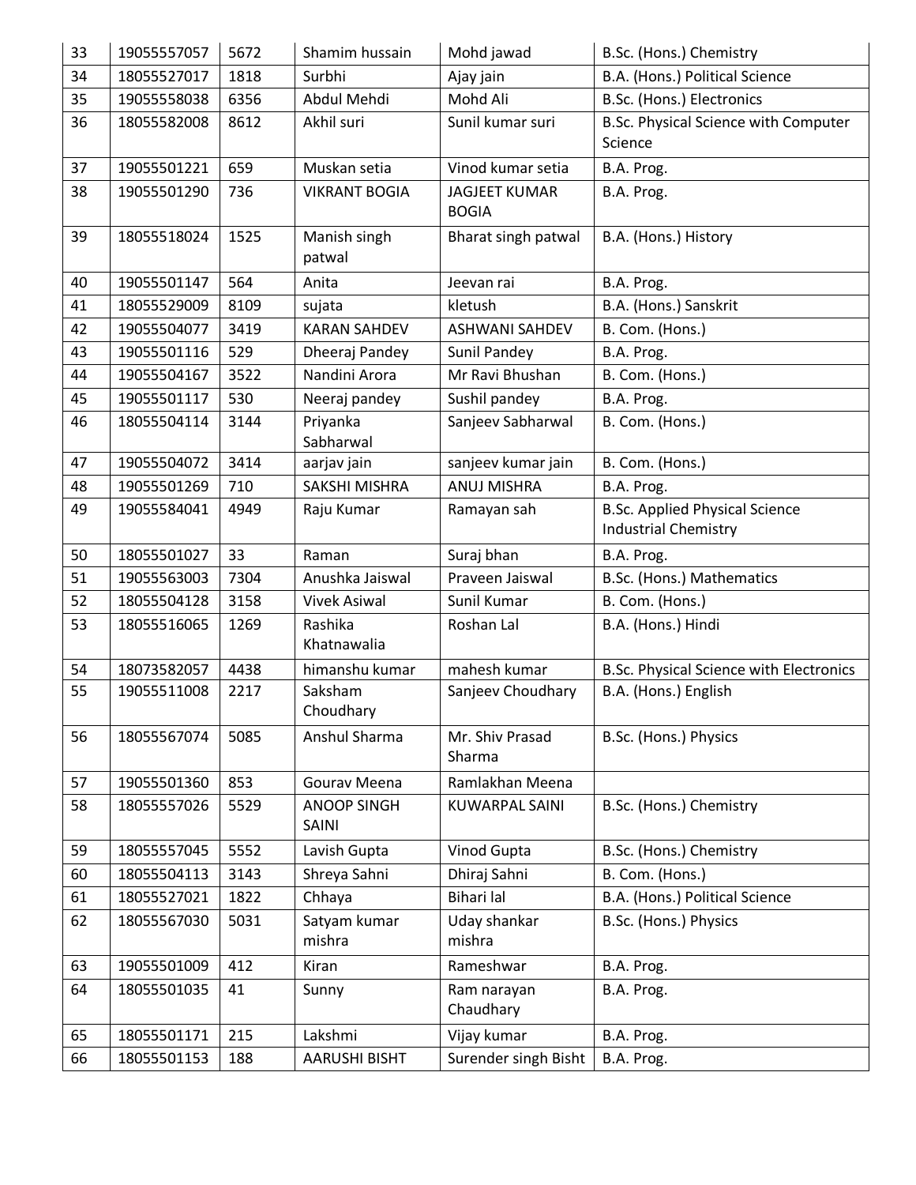| 33 | 19055557057 | 5672 | Shamim hussain | Mohd jawad | B.Sc. (Hons.) Chemistry |
|---|---|---|---|---|---|
| 34 | 18055527017 | 1818 | Surbhi | Ajay jain | B.A. (Hons.) Political Science |
| 35 | 19055558038 | 6356 | Abdul Mehdi | Mohd Ali | B.Sc. (Hons.) Electronics |
| 36 | 18055582008 | 8612 | Akhil suri | Sunil kumar suri | B.Sc. Physical Science with Computer Science |
| 37 | 19055501221 | 659 | Muskan setia | Vinod kumar setia | B.A. Prog. |
| 38 | 19055501290 | 736 | VIKRANT BOGIA | JAGJEET KUMAR BOGIA | B.A. Prog. |
| 39 | 18055518024 | 1525 | Manish singh patwal | Bharat singh patwal | B.A. (Hons.) History |
| 40 | 19055501147 | 564 | Anita | Jeevan rai | B.A. Prog. |
| 41 | 18055529009 | 8109 | sujata | kletush | B.A. (Hons.) Sanskrit |
| 42 | 19055504077 | 3419 | KARAN SAHDEV | ASHWANI SAHDEV | B. Com. (Hons.) |
| 43 | 19055501116 | 529 | Dheeraj Pandey | Sunil Pandey | B.A. Prog. |
| 44 | 19055504167 | 3522 | Nandini Arora | Mr Ravi Bhushan | B. Com. (Hons.) |
| 45 | 19055501117 | 530 | Neeraj pandey | Sushil pandey | B.A. Prog. |
| 46 | 18055504114 | 3144 | Priyanka Sabharwal | Sanjeev Sabharwal | B. Com. (Hons.) |
| 47 | 19055504072 | 3414 | aarjav jain | sanjeev kumar jain | B. Com. (Hons.) |
| 48 | 19055501269 | 710 | SAKSHI MISHRA | ANUJ MISHRA | B.A. Prog. |
| 49 | 19055584041 | 4949 | Raju Kumar | Ramayan sah | B.Sc. Applied Physical Science Industrial Chemistry |
| 50 | 18055501027 | 33 | Raman | Suraj bhan | B.A. Prog. |
| 51 | 19055563003 | 7304 | Anushka Jaiswal | Praveen Jaiswal | B.Sc. (Hons.) Mathematics |
| 52 | 18055504128 | 3158 | Vivek Asiwal | Sunil Kumar | B. Com. (Hons.) |
| 53 | 18055516065 | 1269 | Rashika Khatnawalia | Roshan Lal | B.A. (Hons.) Hindi |
| 54 | 18073582057 | 4438 | himanshu kumar | mahesh kumar | B.Sc. Physical Science with Electronics |
| 55 | 19055511008 | 2217 | Saksham Choudhary | Sanjeev Choudhary | B.A. (Hons.) English |
| 56 | 18055567074 | 5085 | Anshul Sharma | Mr. Shiv Prasad Sharma | B.Sc. (Hons.) Physics |
| 57 | 19055501360 | 853 | Gourav Meena | Ramlakhan Meena | |
| 58 | 18055557026 | 5529 | ANOOP SINGH SAINI | KUWARPAL SAINI | B.Sc. (Hons.) Chemistry |
| 59 | 18055557045 | 5552 | Lavish Gupta | Vinod Gupta | B.Sc. (Hons.) Chemistry |
| 60 | 18055504113 | 3143 | Shreya Sahni | Dhiraj Sahni | B. Com. (Hons.) |
| 61 | 18055527021 | 1822 | Chhaya | Bihari lal | B.A. (Hons.) Political Science |
| 62 | 18055567030 | 5031 | Satyam kumar mishra | Uday shankar mishra | B.Sc. (Hons.) Physics |
| 63 | 19055501009 | 412 | Kiran | Rameshwar | B.A. Prog. |
| 64 | 18055501035 | 41 | Sunny | Ram narayan Chaudhary | B.A. Prog. |
| 65 | 18055501171 | 215 | Lakshmi | Vijay kumar | B.A. Prog. |
| 66 | 18055501153 | 188 | AARUSHI BISHT | Surender singh Bisht | B.A. Prog. |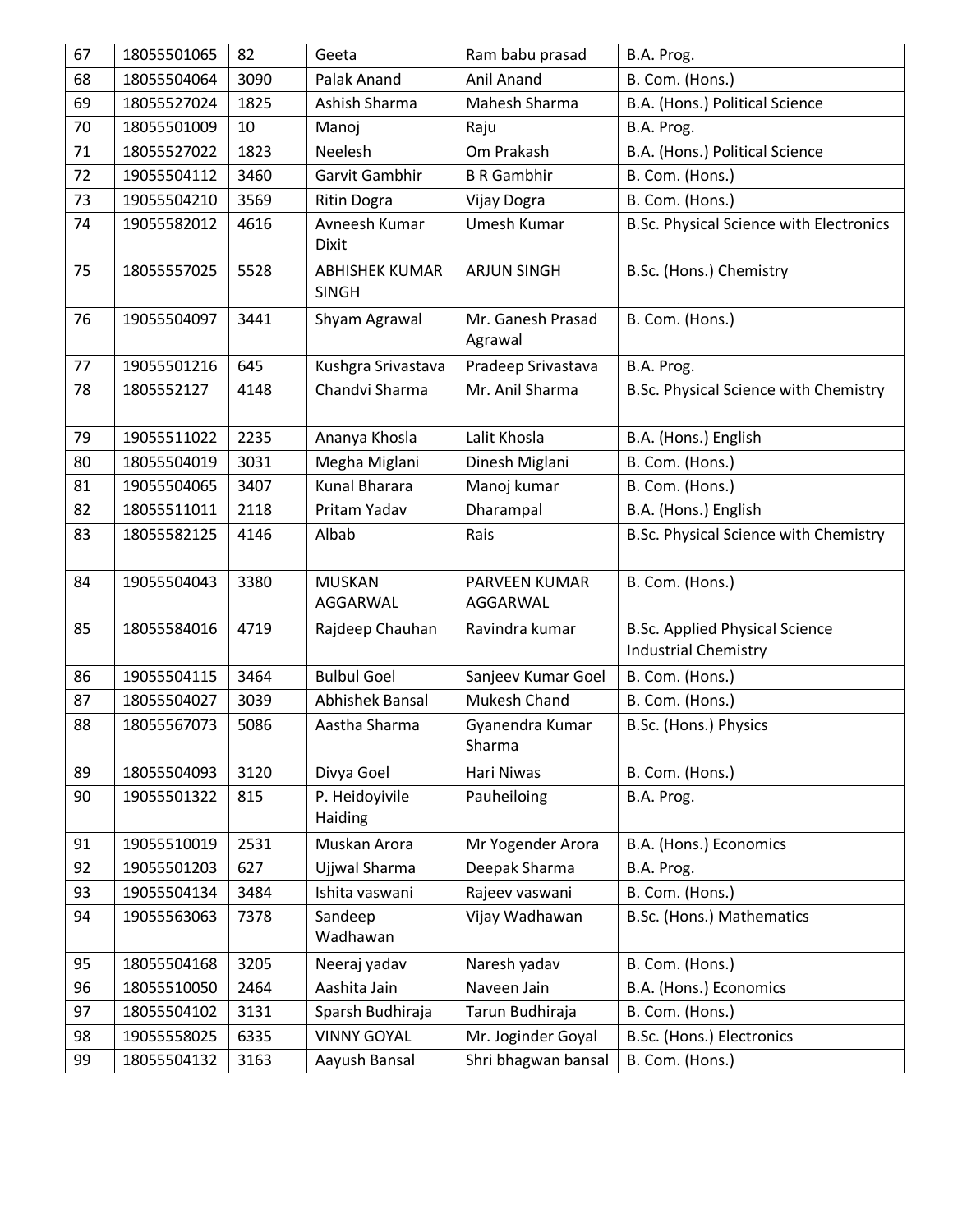| 67 | 18055501065 | 82 | Geeta | Ram babu prasad | B.A. Prog. |
|---|---|---|---|---|---|
| 68 | 18055504064 | 3090 | Palak Anand | Anil Anand | B. Com. (Hons.) |
| 69 | 18055527024 | 1825 | Ashish Sharma | Mahesh Sharma | B.A. (Hons.) Political Science |
| 70 | 18055501009 | 10 | Manoj | Raju | B.A. Prog. |
| 71 | 18055527022 | 1823 | Neelesh | Om Prakash | B.A. (Hons.) Political Science |
| 72 | 19055504112 | 3460 | Garvit Gambhir | B R Gambhir | B. Com. (Hons.) |
| 73 | 19055504210 | 3569 | Ritin Dogra | Vijay Dogra | B. Com. (Hons.) |
| 74 | 19055582012 | 4616 | Avneesh Kumar Dixit | Umesh Kumar | B.Sc. Physical Science with Electronics |
| 75 | 18055557025 | 5528 | ABHISHEK KUMAR SINGH | ARJUN SINGH | B.Sc. (Hons.) Chemistry |
| 76 | 19055504097 | 3441 | Shyam Agrawal | Mr. Ganesh Prasad Agrawal | B. Com. (Hons.) |
| 77 | 19055501216 | 645 | Kushgra Srivastava | Pradeep Srivastava | B.A. Prog. |
| 78 | 1805552127 | 4148 | Chandvi Sharma | Mr. Anil Sharma | B.Sc. Physical Science with Chemistry |
| 79 | 19055511022 | 2235 | Ananya Khosla | Lalit Khosla | B.A. (Hons.) English |
| 80 | 18055504019 | 3031 | Megha Miglani | Dinesh Miglani | B. Com. (Hons.) |
| 81 | 19055504065 | 3407 | Kunal Bharara | Manoj kumar | B. Com. (Hons.) |
| 82 | 18055511011 | 2118 | Pritam Yadav | Dharampal | B.A. (Hons.) English |
| 83 | 18055582125 | 4146 | Albab | Rais | B.Sc. Physical Science with Chemistry |
| 84 | 19055504043 | 3380 | MUSKAN AGGARWAL | PARVEEN KUMAR AGGARWAL | B. Com. (Hons.) |
| 85 | 18055584016 | 4719 | Rajdeep Chauhan | Ravindra kumar | B.Sc. Applied Physical Science Industrial Chemistry |
| 86 | 19055504115 | 3464 | Bulbul Goel | Sanjeev Kumar Goel | B. Com. (Hons.) |
| 87 | 18055504027 | 3039 | Abhishek Bansal | Mukesh Chand | B. Com. (Hons.) |
| 88 | 18055567073 | 5086 | Aastha Sharma | Gyanendra Kumar Sharma | B.Sc. (Hons.) Physics |
| 89 | 18055504093 | 3120 | Divya Goel | Hari Niwas | B. Com. (Hons.) |
| 90 | 19055501322 | 815 | P. Heidoyivile Haiding | Pauheiloing | B.A. Prog. |
| 91 | 19055510019 | 2531 | Muskan Arora | Mr Yogender Arora | B.A. (Hons.) Economics |
| 92 | 19055501203 | 627 | Ujjwal Sharma | Deepak Sharma | B.A. Prog. |
| 93 | 19055504134 | 3484 | Ishita vaswani | Rajeev vaswani | B. Com. (Hons.) |
| 94 | 19055563063 | 7378 | Sandeep Wadhawan | Vijay Wadhawan | B.Sc. (Hons.) Mathematics |
| 95 | 18055504168 | 3205 | Neeraj yadav | Naresh yadav | B. Com. (Hons.) |
| 96 | 18055510050 | 2464 | Aashita Jain | Naveen Jain | B.A. (Hons.) Economics |
| 97 | 18055504102 | 3131 | Sparsh Budhiraja | Tarun Budhiraja | B. Com. (Hons.) |
| 98 | 19055558025 | 6335 | VINNY GOYAL | Mr. Joginder Goyal | B.Sc. (Hons.) Electronics |
| 99 | 18055504132 | 3163 | Aayush Bansal | Shri bhagwan bansal | B. Com. (Hons.) |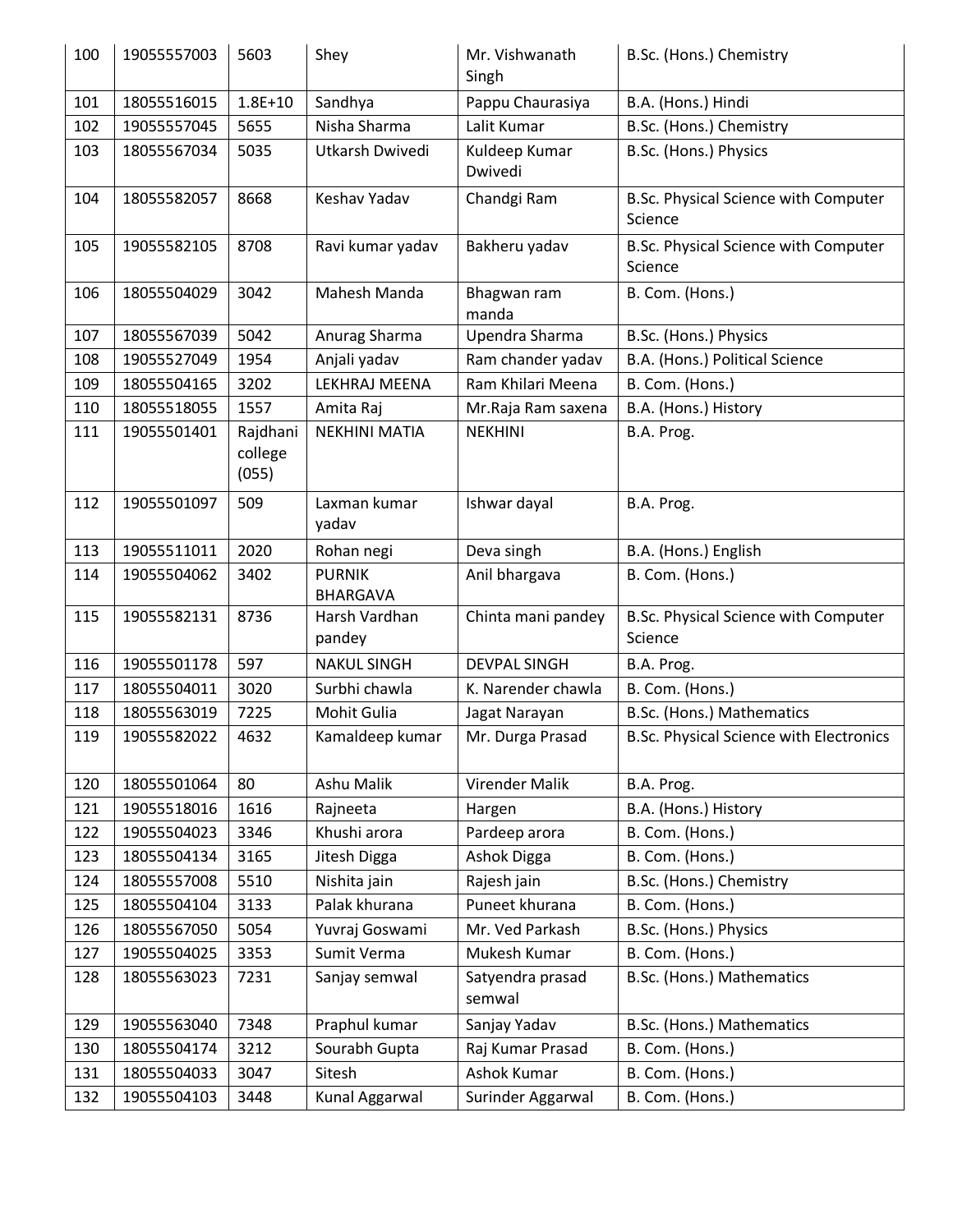| 100 | 19055557003 | 5603 | Shey | Mr. Vishwanath Singh | B.Sc. (Hons.) Chemistry |
|---|---|---|---|---|---|
| 101 | 18055516015 | 1.8E+10 | Sandhya | Pappu Chaurasiya | B.A. (Hons.) Hindi |
| 102 | 19055557045 | 5655 | Nisha Sharma | Lalit Kumar | B.Sc. (Hons.) Chemistry |
| 103 | 18055567034 | 5035 | Utkarsh Dwivedi | Kuldeep Kumar Dwivedi | B.Sc. (Hons.) Physics |
| 104 | 18055582057 | 8668 | Keshav Yadav | Chandgi Ram | B.Sc. Physical Science with Computer Science |
| 105 | 19055582105 | 8708 | Ravi kumar yadav | Bakheru yadav | B.Sc. Physical Science with Computer Science |
| 106 | 18055504029 | 3042 | Mahesh Manda | Bhagwan ram manda | B. Com. (Hons.) |
| 107 | 18055567039 | 5042 | Anurag Sharma | Upendra Sharma | B.Sc. (Hons.) Physics |
| 108 | 19055527049 | 1954 | Anjali yadav | Ram chander yadav | B.A. (Hons.) Political Science |
| 109 | 18055504165 | 3202 | LEKHRAJ MEENA | Ram Khilari Meena | B. Com. (Hons.) |
| 110 | 18055518055 | 1557 | Amita Raj | Mr.Raja Ram saxena | B.A. (Hons.) History |
| 111 | 19055501401 | Rajdhani college (055) | NEKHINI MATIA | NEKHINI | B.A. Prog. |
| 112 | 19055501097 | 509 | Laxman kumar yadav | Ishwar dayal | B.A. Prog. |
| 113 | 19055511011 | 2020 | Rohan negi | Deva singh | B.A. (Hons.) English |
| 114 | 19055504062 | 3402 | PURNIK BHARGAVA | Anil bhargava | B. Com. (Hons.) |
| 115 | 19055582131 | 8736 | Harsh Vardhan pandey | Chinta mani pandey | B.Sc. Physical Science with Computer Science |
| 116 | 19055501178 | 597 | NAKUL SINGH | DEVPAL SINGH | B.A. Prog. |
| 117 | 18055504011 | 3020 | Surbhi chawla | K. Narender chawla | B. Com. (Hons.) |
| 118 | 18055563019 | 7225 | Mohit Gulia | Jagat Narayan | B.Sc. (Hons.) Mathematics |
| 119 | 19055582022 | 4632 | Kamaldeep kumar | Mr. Durga Prasad | B.Sc. Physical Science with Electronics |
| 120 | 18055501064 | 80 | Ashu Malik | Virender Malik | B.A. Prog. |
| 121 | 19055518016 | 1616 | Rajneeta | Hargen | B.A. (Hons.) History |
| 122 | 19055504023 | 3346 | Khushi arora | Pardeep arora | B. Com. (Hons.) |
| 123 | 18055504134 | 3165 | Jitesh Digga | Ashok Digga | B. Com. (Hons.) |
| 124 | 18055557008 | 5510 | Nishita jain | Rajesh jain | B.Sc. (Hons.) Chemistry |
| 125 | 18055504104 | 3133 | Palak khurana | Puneet khurana | B. Com. (Hons.) |
| 126 | 18055567050 | 5054 | Yuvraj Goswami | Mr. Ved Parkash | B.Sc. (Hons.) Physics |
| 127 | 19055504025 | 3353 | Sumit Verma | Mukesh Kumar | B. Com. (Hons.) |
| 128 | 18055563023 | 7231 | Sanjay semwal | Satyendra prasad semwal | B.Sc. (Hons.) Mathematics |
| 129 | 19055563040 | 7348 | Praphul kumar | Sanjay Yadav | B.Sc. (Hons.) Mathematics |
| 130 | 18055504174 | 3212 | Sourabh Gupta | Raj Kumar Prasad | B. Com. (Hons.) |
| 131 | 18055504033 | 3047 | Sitesh | Ashok Kumar | B. Com. (Hons.) |
| 132 | 19055504103 | 3448 | Kunal Aggarwal | Surinder Aggarwal | B. Com. (Hons.) |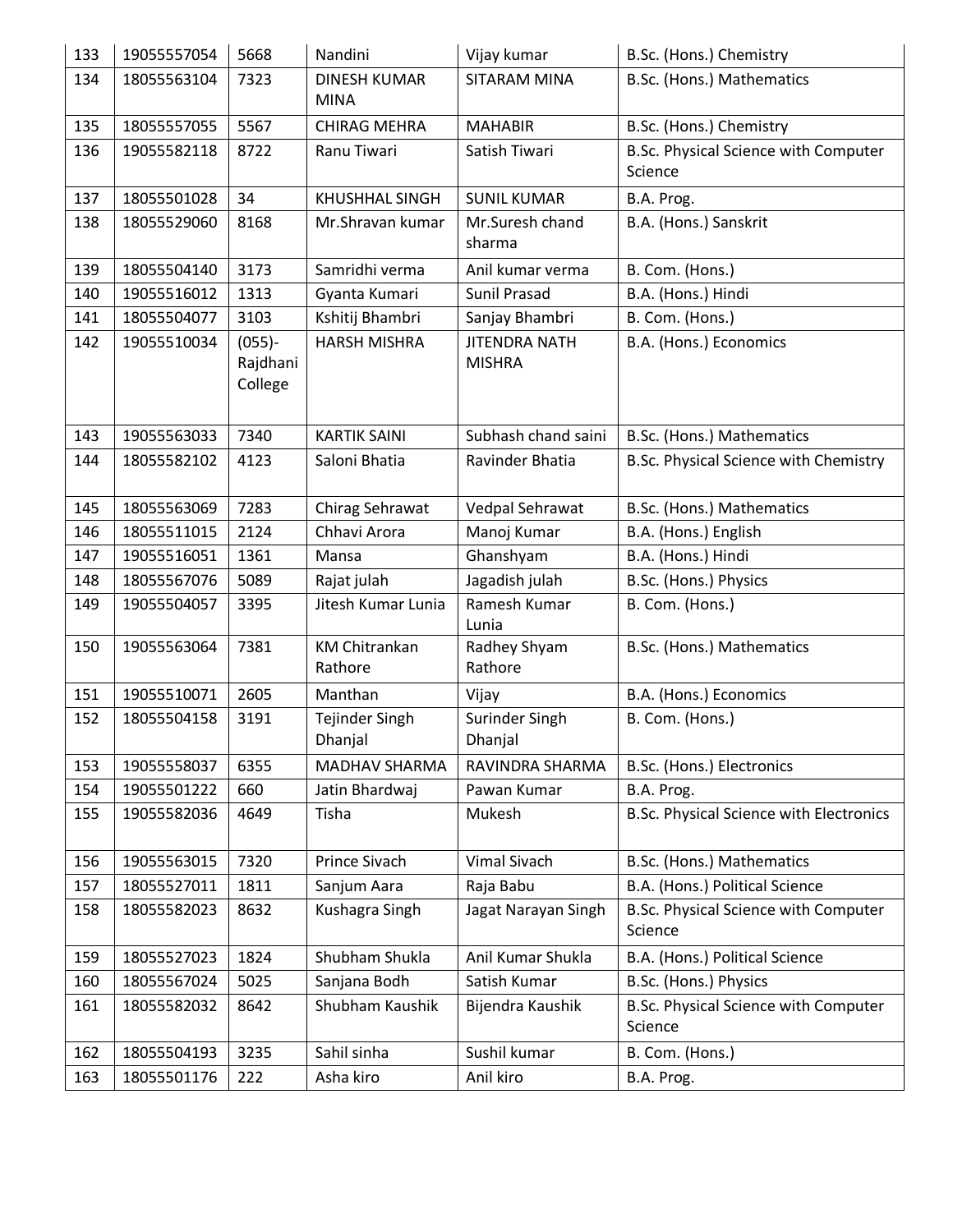| 133 | 19055557054 | 5668 | Nandini | Vijay kumar | B.Sc. (Hons.) Chemistry |
|---|---|---|---|---|---|
| 134 | 18055563104 | 7323 | DINESH KUMAR MINA | SITARAM MINA | B.Sc. (Hons.) Mathematics |
| 135 | 18055557055 | 5567 | CHIRAG MEHRA | MAHABIR | B.Sc. (Hons.) Chemistry |
| 136 | 19055582118 | 8722 | Ranu Tiwari | Satish Tiwari | B.Sc. Physical Science with Computer Science |
| 137 | 18055501028 | 34 | KHUSHHAL SINGH | SUNIL KUMAR | B.A. Prog. |
| 138 | 18055529060 | 8168 | Mr.Shravan kumar | Mr.Suresh chand sharma | B.A. (Hons.) Sanskrit |
| 139 | 18055504140 | 3173 | Samridhi verma | Anil kumar verma | B. Com. (Hons.) |
| 140 | 19055516012 | 1313 | Gyanta Kumari | Sunil Prasad | B.A. (Hons.) Hindi |
| 141 | 18055504077 | 3103 | Kshitij Bhambri | Sanjay Bhambri | B. Com. (Hons.) |
| 142 | 19055510034 | (055)-Rajdhani College | HARSH MISHRA | JITENDRA NATH MISHRA | B.A. (Hons.) Economics |
| 143 | 19055563033 | 7340 | KARTIK SAINI | Subhash chand saini | B.Sc. (Hons.) Mathematics |
| 144 | 18055582102 | 4123 | Saloni Bhatia | Ravinder Bhatia | B.Sc. Physical Science with Chemistry |
| 145 | 18055563069 | 7283 | Chirag Sehrawat | Vedpal Sehrawat | B.Sc. (Hons.) Mathematics |
| 146 | 18055511015 | 2124 | Chhavi Arora | Manoj Kumar | B.A. (Hons.) English |
| 147 | 19055516051 | 1361 | Mansa | Ghanshyam | B.A. (Hons.) Hindi |
| 148 | 18055567076 | 5089 | Rajat julah | Jagadish julah | B.Sc. (Hons.) Physics |
| 149 | 19055504057 | 3395 | Jitesh Kumar Lunia | Ramesh Kumar Lunia | B. Com. (Hons.) |
| 150 | 19055563064 | 7381 | KM Chitrankan Rathore | Radhey Shyam Rathore | B.Sc. (Hons.) Mathematics |
| 151 | 19055510071 | 2605 | Manthan | Vijay | B.A. (Hons.) Economics |
| 152 | 18055504158 | 3191 | Tejinder Singh Dhanjal | Surinder Singh Dhanjal | B. Com. (Hons.) |
| 153 | 19055558037 | 6355 | MADHAV SHARMA | RAVINDRA SHARMA | B.Sc. (Hons.) Electronics |
| 154 | 19055501222 | 660 | Jatin Bhardwaj | Pawan Kumar | B.A. Prog. |
| 155 | 19055582036 | 4649 | Tisha | Mukesh | B.Sc. Physical Science with Electronics |
| 156 | 19055563015 | 7320 | Prince Sivach | Vimal Sivach | B.Sc. (Hons.) Mathematics |
| 157 | 18055527011 | 1811 | Sanjum Aara | Raja Babu | B.A. (Hons.) Political Science |
| 158 | 18055582023 | 8632 | Kushagra Singh | Jagat Narayan Singh | B.Sc. Physical Science with Computer Science |
| 159 | 18055527023 | 1824 | Shubham Shukla | Anil Kumar Shukla | B.A. (Hons.) Political Science |
| 160 | 18055567024 | 5025 | Sanjana Bodh | Satish Kumar | B.Sc. (Hons.) Physics |
| 161 | 18055582032 | 8642 | Shubham Kaushik | Bijendra Kaushik | B.Sc. Physical Science with Computer Science |
| 162 | 18055504193 | 3235 | Sahil sinha | Sushil kumar | B. Com. (Hons.) |
| 163 | 18055501176 | 222 | Asha kiro | Anil kiro | B.A. Prog. |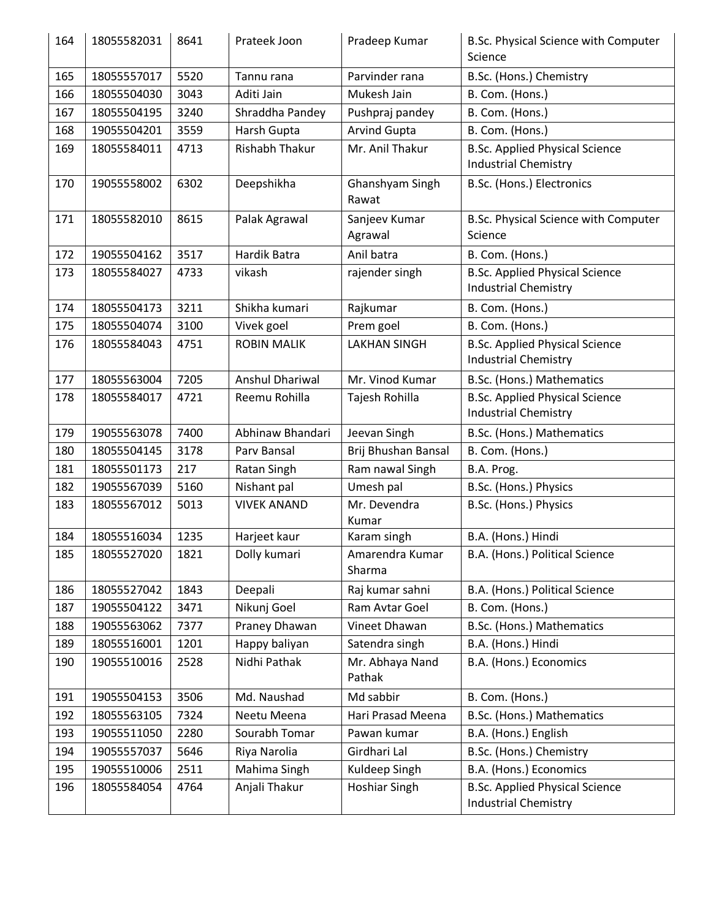| 164 | 18055582031 | 8641 | Prateek Joon | Pradeep Kumar | B.Sc. Physical Science with Computer Science |
|---|---|---|---|---|---|
| 165 | 18055557017 | 5520 | Tannu rana | Parvinder rana | B.Sc. (Hons.) Chemistry |
| 166 | 18055504030 | 3043 | Aditi Jain | Mukesh Jain | B. Com. (Hons.) |
| 167 | 18055504195 | 3240 | Shraddha Pandey | Pushpraj pandey | B. Com. (Hons.) |
| 168 | 19055504201 | 3559 | Harsh Gupta | Arvind Gupta | B. Com. (Hons.) |
| 169 | 18055584011 | 4713 | Rishabh Thakur | Mr. Anil Thakur | B.Sc. Applied Physical Science Industrial Chemistry |
| 170 | 19055558002 | 6302 | Deepshikha | Ghanshyam Singh Rawat | B.Sc. (Hons.) Electronics |
| 171 | 18055582010 | 8615 | Palak Agrawal | Sanjeev Kumar Agrawal | B.Sc. Physical Science with Computer Science |
| 172 | 19055504162 | 3517 | Hardik Batra | Anil batra | B. Com. (Hons.) |
| 173 | 18055584027 | 4733 | vikash | rajender singh | B.Sc. Applied Physical Science Industrial Chemistry |
| 174 | 18055504173 | 3211 | Shikha kumari | Rajkumar | B. Com. (Hons.) |
| 175 | 18055504074 | 3100 | Vivek goel | Prem goel | B. Com. (Hons.) |
| 176 | 18055584043 | 4751 | ROBIN MALIK | LAKHAN SINGH | B.Sc. Applied Physical Science Industrial Chemistry |
| 177 | 18055563004 | 7205 | Anshul Dhariwal | Mr. Vinod Kumar | B.Sc. (Hons.) Mathematics |
| 178 | 18055584017 | 4721 | Reemu Rohilla | Tajesh Rohilla | B.Sc. Applied Physical Science Industrial Chemistry |
| 179 | 19055563078 | 7400 | Abhinaw Bhandari | Jeevan Singh | B.Sc. (Hons.) Mathematics |
| 180 | 18055504145 | 3178 | Parv Bansal | Brij Bhushan Bansal | B. Com. (Hons.) |
| 181 | 18055501173 | 217 | Ratan Singh | Ram nawal Singh | B.A. Prog. |
| 182 | 19055567039 | 5160 | Nishant pal | Umesh pal | B.Sc. (Hons.) Physics |
| 183 | 18055567012 | 5013 | VIVEK ANAND | Mr. Devendra Kumar | B.Sc. (Hons.) Physics |
| 184 | 18055516034 | 1235 | Harjeet kaur | Karam singh | B.A. (Hons.) Hindi |
| 185 | 18055527020 | 1821 | Dolly kumari | Amarendra Kumar Sharma | B.A. (Hons.) Political Science |
| 186 | 18055527042 | 1843 | Deepali | Raj kumar sahni | B.A. (Hons.) Political Science |
| 187 | 19055504122 | 3471 | Nikunj Goel | Ram Avtar Goel | B. Com. (Hons.) |
| 188 | 19055563062 | 7377 | Praney Dhawan | Vineet Dhawan | B.Sc. (Hons.) Mathematics |
| 189 | 18055516001 | 1201 | Happy baliyan | Satendra singh | B.A. (Hons.) Hindi |
| 190 | 19055510016 | 2528 | Nidhi Pathak | Mr. Abhaya Nand Pathak | B.A. (Hons.) Economics |
| 191 | 19055504153 | 3506 | Md. Naushad | Md sabbir | B. Com. (Hons.) |
| 192 | 18055563105 | 7324 | Neetu Meena | Hari Prasad Meena | B.Sc. (Hons.) Mathematics |
| 193 | 19055511050 | 2280 | Sourabh Tomar | Pawan kumar | B.A. (Hons.) English |
| 194 | 19055557037 | 5646 | Riya Narolia | Girdhari Lal | B.Sc. (Hons.) Chemistry |
| 195 | 19055510006 | 2511 | Mahima Singh | Kuldeep Singh | B.A. (Hons.) Economics |
| 196 | 18055584054 | 4764 | Anjali Thakur | Hoshiar Singh | B.Sc. Applied Physical Science Industrial Chemistry |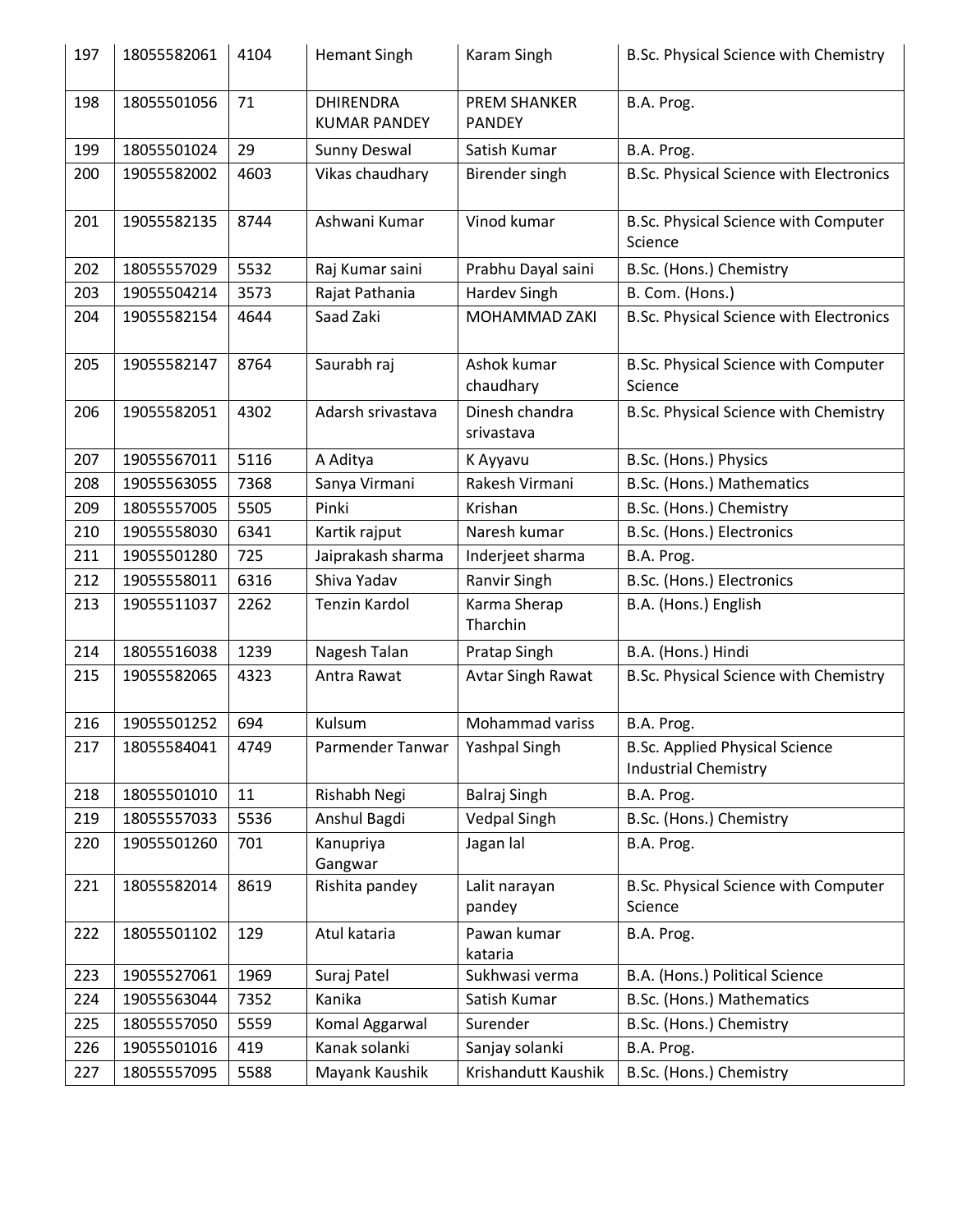| 197 | 18055582061 | 4104 | Hemant Singh | Karam Singh | B.Sc. Physical Science with Chemistry |
|---|---|---|---|---|---|
| 198 | 18055501056 | 71 | DHIRENDRA KUMAR PANDEY | PREM SHANKER PANDEY | B.A. Prog. |
| 199 | 18055501024 | 29 | Sunny Deswal | Satish Kumar | B.A. Prog. |
| 200 | 19055582002 | 4603 | Vikas chaudhary | Birender singh | B.Sc. Physical Science with Electronics |
| 201 | 19055582135 | 8744 | Ashwani Kumar | Vinod kumar | B.Sc. Physical Science with Computer Science |
| 202 | 18055557029 | 5532 | Raj Kumar saini | Prabhu Dayal saini | B.Sc. (Hons.) Chemistry |
| 203 | 19055504214 | 3573 | Rajat Pathania | Hardev Singh | B. Com. (Hons.) |
| 204 | 19055582154 | 4644 | Saad Zaki | MOHAMMAD ZAKI | B.Sc. Physical Science with Electronics |
| 205 | 19055582147 | 8764 | Saurabh raj | Ashok kumar chaudhary | B.Sc. Physical Science with Computer Science |
| 206 | 19055582051 | 4302 | Adarsh srivastava | Dinesh chandra srivastava | B.Sc. Physical Science with Chemistry |
| 207 | 19055567011 | 5116 | A Aditya | K Ayyavu | B.Sc. (Hons.) Physics |
| 208 | 19055563055 | 7368 | Sanya Virmani | Rakesh Virmani | B.Sc. (Hons.) Mathematics |
| 209 | 18055557005 | 5505 | Pinki | Krishan | B.Sc. (Hons.) Chemistry |
| 210 | 19055558030 | 6341 | Kartik rajput | Naresh kumar | B.Sc. (Hons.) Electronics |
| 211 | 19055501280 | 725 | Jaiprakash sharma | Inderjeet sharma | B.A. Prog. |
| 212 | 19055558011 | 6316 | Shiva Yadav | Ranvir Singh | B.Sc. (Hons.) Electronics |
| 213 | 19055511037 | 2262 | Tenzin Kardol | Karma Sherap Tharchin | B.A. (Hons.) English |
| 214 | 18055516038 | 1239 | Nagesh Talan | Pratap Singh | B.A. (Hons.) Hindi |
| 215 | 19055582065 | 4323 | Antra Rawat | Avtar Singh Rawat | B.Sc. Physical Science with Chemistry |
| 216 | 19055501252 | 694 | Kulsum | Mohammad variss | B.A. Prog. |
| 217 | 18055584041 | 4749 | Parmender Tanwar | Yashpal Singh | B.Sc. Applied Physical Science Industrial Chemistry |
| 218 | 18055501010 | 11 | Rishabh Negi | Balraj Singh | B.A. Prog. |
| 219 | 18055557033 | 5536 | Anshul Bagdi | Vedpal Singh | B.Sc. (Hons.) Chemistry |
| 220 | 19055501260 | 701 | Kanupriya Gangwar | Jagan lal | B.A. Prog. |
| 221 | 18055582014 | 8619 | Rishita pandey | Lalit narayan pandey | B.Sc. Physical Science with Computer Science |
| 222 | 18055501102 | 129 | Atul kataria | Pawan kumar kataria | B.A. Prog. |
| 223 | 19055527061 | 1969 | Suraj Patel | Sukhwasi verma | B.A. (Hons.) Political Science |
| 224 | 19055563044 | 7352 | Kanika | Satish Kumar | B.Sc. (Hons.) Mathematics |
| 225 | 18055557050 | 5559 | Komal Aggarwal | Surender | B.Sc. (Hons.) Chemistry |
| 226 | 19055501016 | 419 | Kanak solanki | Sanjay solanki | B.A. Prog. |
| 227 | 18055557095 | 5588 | Mayank Kaushik | Krishandutt Kaushik | B.Sc. (Hons.) Chemistry |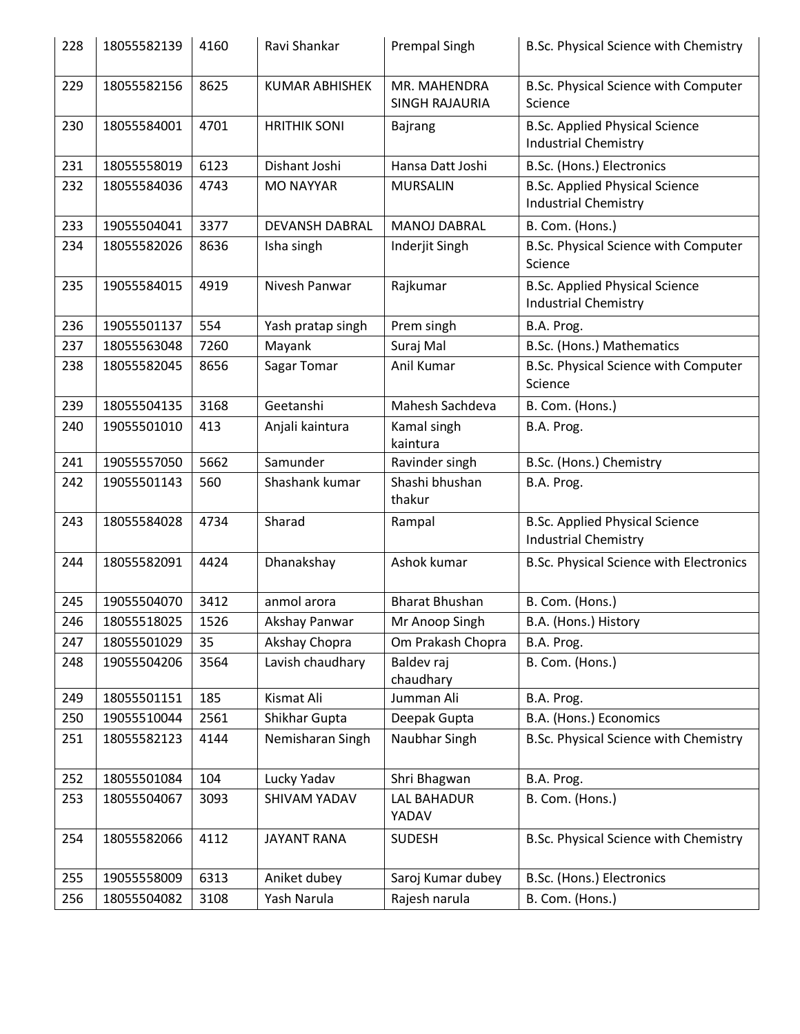| 228 | 18055582139 | 4160 | Ravi Shankar | Prempal Singh | B.Sc. Physical Science with Chemistry |
|---|---|---|---|---|---|
| 229 | 18055582156 | 8625 | KUMAR ABHISHEK | MR. MAHENDRA SINGH RAJAURIA | B.Sc. Physical Science with Computer Science |
| 230 | 18055584001 | 4701 | HRITHIK SONI | Bajrang | B.Sc. Applied Physical Science Industrial Chemistry |
| 231 | 18055558019 | 6123 | Dishant Joshi | Hansa Datt Joshi | B.Sc. (Hons.) Electronics |
| 232 | 18055584036 | 4743 | MO NAYYAR | MURSALIN | B.Sc. Applied Physical Science Industrial Chemistry |
| 233 | 19055504041 | 3377 | DEVANSH DABRAL | MANOJ DABRAL | B. Com. (Hons.) |
| 234 | 18055582026 | 8636 | Isha singh | Inderjit Singh | B.Sc. Physical Science with Computer Science |
| 235 | 19055584015 | 4919 | Nivesh Panwar | Rajkumar | B.Sc. Applied Physical Science Industrial Chemistry |
| 236 | 19055501137 | 554 | Yash pratap singh | Prem singh | B.A. Prog. |
| 237 | 18055563048 | 7260 | Mayank | Suraj Mal | B.Sc. (Hons.) Mathematics |
| 238 | 18055582045 | 8656 | Sagar Tomar | Anil Kumar | B.Sc. Physical Science with Computer Science |
| 239 | 18055504135 | 3168 | Geetanshi | Mahesh Sachdeva | B. Com. (Hons.) |
| 240 | 19055501010 | 413 | Anjali kaintura | Kamal singh kaintura | B.A. Prog. |
| 241 | 19055557050 | 5662 | Samunder | Ravinder singh | B.Sc. (Hons.) Chemistry |
| 242 | 19055501143 | 560 | Shashank kumar | Shashi bhushan thakur | B.A. Prog. |
| 243 | 18055584028 | 4734 | Sharad | Rampal | B.Sc. Applied Physical Science Industrial Chemistry |
| 244 | 18055582091 | 4424 | Dhanakshay | Ashok kumar | B.Sc. Physical Science with Electronics |
| 245 | 19055504070 | 3412 | anmol arora | Bharat Bhushan | B. Com. (Hons.) |
| 246 | 18055518025 | 1526 | Akshay Panwar | Mr Anoop Singh | B.A. (Hons.) History |
| 247 | 18055501029 | 35 | Akshay Chopra | Om Prakash Chopra | B.A. Prog. |
| 248 | 19055504206 | 3564 | Lavish chaudhary | Baldev raj chaudhary | B. Com. (Hons.) |
| 249 | 18055501151 | 185 | Kismat Ali | Jumman Ali | B.A. Prog. |
| 250 | 19055510044 | 2561 | Shikhar Gupta | Deepak Gupta | B.A. (Hons.) Economics |
| 251 | 18055582123 | 4144 | Nemisharan Singh | Naubhar Singh | B.Sc. Physical Science with Chemistry |
| 252 | 18055501084 | 104 | Lucky Yadav | Shri Bhagwan | B.A. Prog. |
| 253 | 18055504067 | 3093 | SHIVAM YADAV | LAL BAHADUR YADAV | B. Com. (Hons.) |
| 254 | 18055582066 | 4112 | JAYANT RANA | SUDESH | B.Sc. Physical Science with Chemistry |
| 255 | 19055558009 | 6313 | Aniket dubey | Saroj Kumar dubey | B.Sc. (Hons.) Electronics |
| 256 | 18055504082 | 3108 | Yash Narula | Rajesh narula | B. Com. (Hons.) |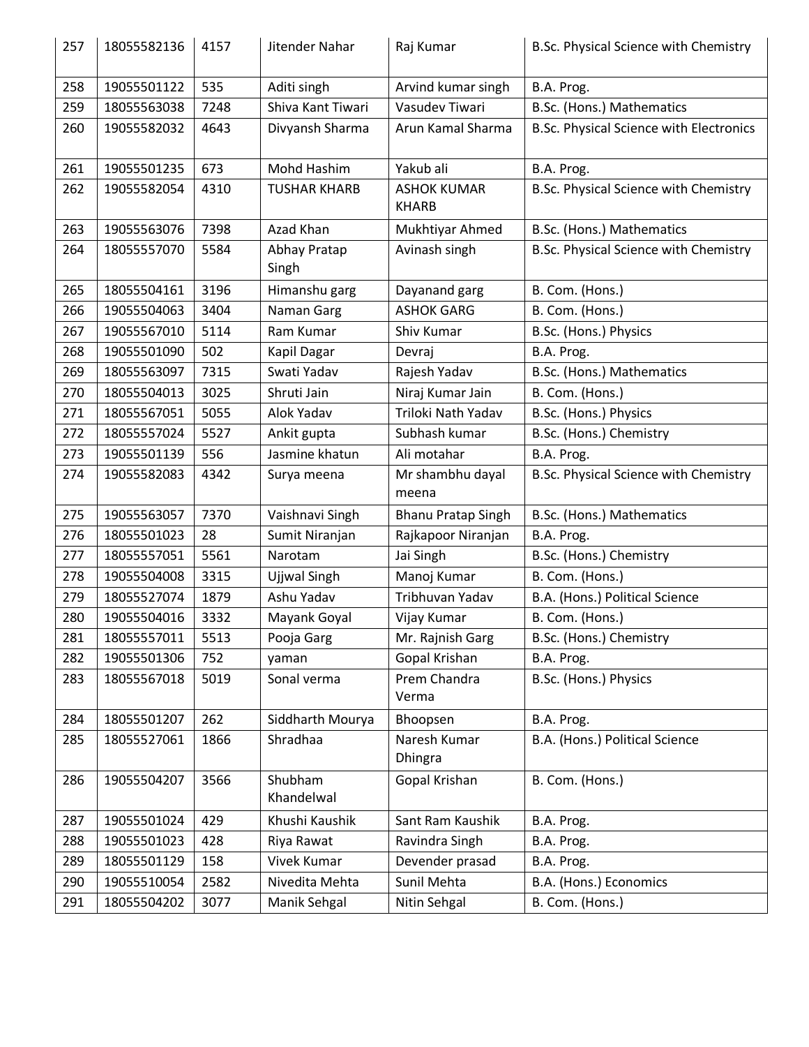| 257 | 18055582136 | 4157 | Jitender Nahar | Raj Kumar | B.Sc. Physical Science with Chemistry |
|---|---|---|---|---|---|
| 258 | 19055501122 | 535 | Aditi singh | Arvind kumar singh | B.A. Prog. |
| 259 | 18055563038 | 7248 | Shiva Kant Tiwari | Vasudev Tiwari | B.Sc. (Hons.) Mathematics |
| 260 | 19055582032 | 4643 | Divyansh Sharma | Arun Kamal Sharma | B.Sc. Physical Science with Electronics |
| 261 | 19055501235 | 673 | Mohd Hashim | Yakub ali | B.A. Prog. |
| 262 | 19055582054 | 4310 | TUSHAR KHARB | ASHOK KUMAR KHARB | B.Sc. Physical Science with Chemistry |
| 263 | 19055563076 | 7398 | Azad Khan | Mukhtiyar Ahmed | B.Sc. (Hons.) Mathematics |
| 264 | 18055557070 | 5584 | Abhay Pratap Singh | Avinash singh | B.Sc. Physical Science with Chemistry |
| 265 | 18055504161 | 3196 | Himanshu garg | Dayanand garg | B. Com. (Hons.) |
| 266 | 19055504063 | 3404 | Naman Garg | ASHOK GARG | B. Com. (Hons.) |
| 267 | 19055567010 | 5114 | Ram Kumar | Shiv Kumar | B.Sc. (Hons.) Physics |
| 268 | 19055501090 | 502 | Kapil Dagar | Devraj | B.A. Prog. |
| 269 | 18055563097 | 7315 | Swati Yadav | Rajesh Yadav | B.Sc. (Hons.) Mathematics |
| 270 | 18055504013 | 3025 | Shruti Jain | Niraj Kumar Jain | B. Com. (Hons.) |
| 271 | 18055567051 | 5055 | Alok Yadav | Triloki Nath Yadav | B.Sc. (Hons.) Physics |
| 272 | 18055557024 | 5527 | Ankit gupta | Subhash kumar | B.Sc. (Hons.) Chemistry |
| 273 | 19055501139 | 556 | Jasmine khatun | Ali motahar | B.A. Prog. |
| 274 | 19055582083 | 4342 | Surya meena | Mr shambhu dayal meena | B.Sc. Physical Science with Chemistry |
| 275 | 19055563057 | 7370 | Vaishnavi Singh | Bhanu Pratap Singh | B.Sc. (Hons.) Mathematics |
| 276 | 18055501023 | 28 | Sumit Niranjan | Rajkapoor Niranjan | B.A. Prog. |
| 277 | 18055557051 | 5561 | Narotam | Jai Singh | B.Sc. (Hons.) Chemistry |
| 278 | 19055504008 | 3315 | Ujjwal Singh | Manoj Kumar | B. Com. (Hons.) |
| 279 | 18055527074 | 1879 | Ashu Yadav | Tribhuvan Yadav | B.A. (Hons.) Political Science |
| 280 | 19055504016 | 3332 | Mayank Goyal | Vijay Kumar | B. Com. (Hons.) |
| 281 | 18055557011 | 5513 | Pooja Garg | Mr. Rajnish Garg | B.Sc. (Hons.) Chemistry |
| 282 | 19055501306 | 752 | yaman | Gopal Krishan | B.A. Prog. |
| 283 | 18055567018 | 5019 | Sonal verma | Prem Chandra Verma | B.Sc. (Hons.) Physics |
| 284 | 18055501207 | 262 | Siddharth Mourya | Bhoopsen | B.A. Prog. |
| 285 | 18055527061 | 1866 | Shradhaa | Naresh Kumar Dhingra | B.A. (Hons.) Political Science |
| 286 | 19055504207 | 3566 | Shubham Khandelwal | Gopal Krishan | B. Com. (Hons.) |
| 287 | 19055501024 | 429 | Khushi Kaushik | Sant Ram Kaushik | B.A. Prog. |
| 288 | 19055501023 | 428 | Riya Rawat | Ravindra Singh | B.A. Prog. |
| 289 | 18055501129 | 158 | Vivek Kumar | Devender prasad | B.A. Prog. |
| 290 | 19055510054 | 2582 | Nivedita Mehta | Sunil Mehta | B.A. (Hons.) Economics |
| 291 | 18055504202 | 3077 | Manik Sehgal | Nitin Sehgal | B. Com. (Hons.) |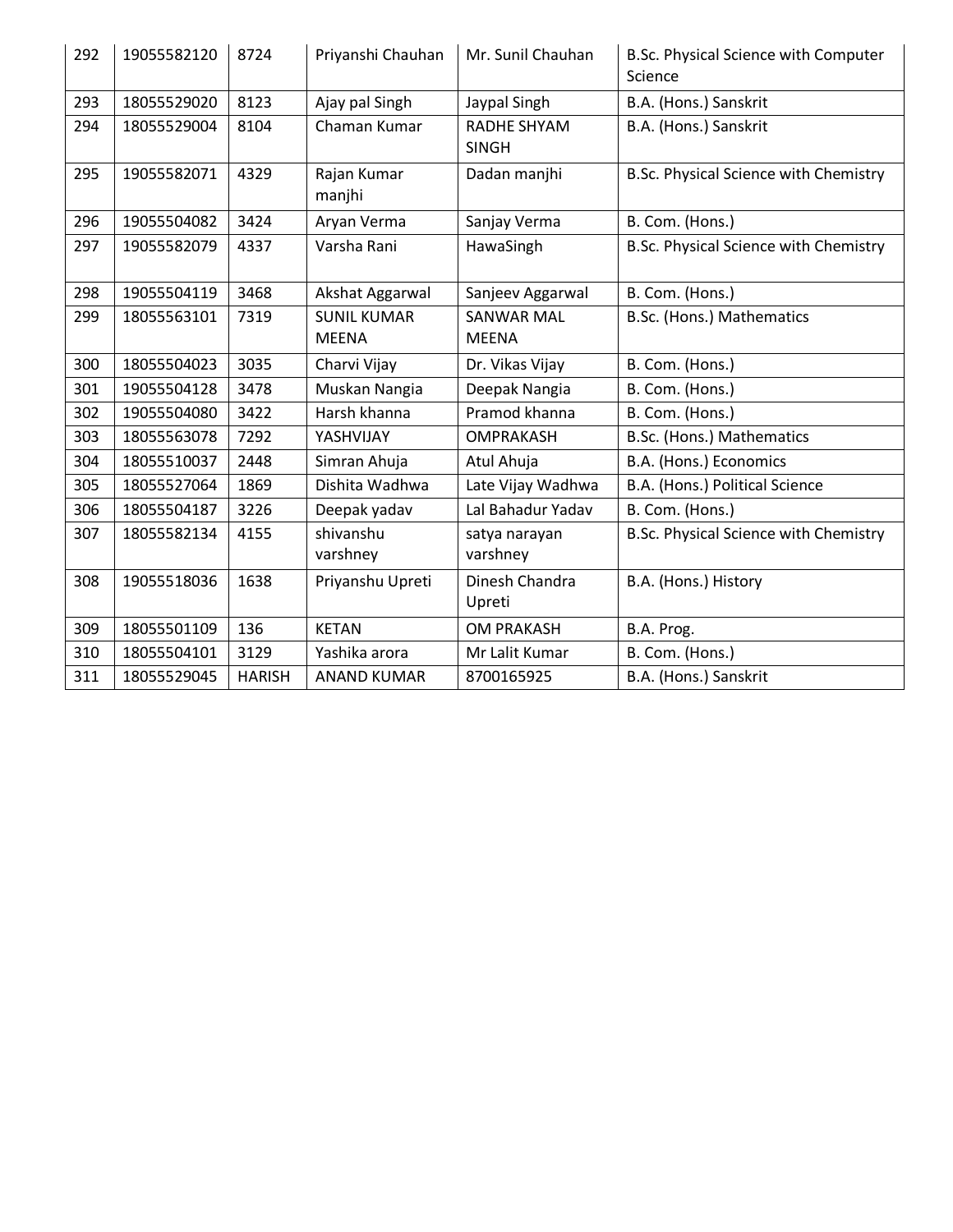| | | | | | |
|---|---|---|---|---|---|
| 292 | 19055582120 | 8724 | Priyanshi Chauhan | Mr. Sunil Chauhan | B.Sc. Physical Science with Computer Science |
| 293 | 18055529020 | 8123 | Ajay pal Singh | Jaypal Singh | B.A. (Hons.) Sanskrit |
| 294 | 18055529004 | 8104 | Chaman Kumar | RADHE SHYAM SINGH | B.A. (Hons.) Sanskrit |
| 295 | 19055582071 | 4329 | Rajan Kumar manjhi | Dadan manjhi | B.Sc. Physical Science with Chemistry |
| 296 | 19055504082 | 3424 | Aryan Verma | Sanjay Verma | B. Com. (Hons.) |
| 297 | 19055582079 | 4337 | Varsha Rani | HawaSingh | B.Sc. Physical Science with Chemistry |
| 298 | 19055504119 | 3468 | Akshat Aggarwal | Sanjeev Aggarwal | B. Com. (Hons.) |
| 299 | 18055563101 | 7319 | SUNIL KUMAR MEENA | SANWAR MAL MEENA | B.Sc. (Hons.) Mathematics |
| 300 | 18055504023 | 3035 | Charvi Vijay | Dr. Vikas Vijay | B. Com. (Hons.) |
| 301 | 19055504128 | 3478 | Muskan Nangia | Deepak Nangia | B. Com. (Hons.) |
| 302 | 19055504080 | 3422 | Harsh khanna | Pramod khanna | B. Com. (Hons.) |
| 303 | 18055563078 | 7292 | YASHVIJAY | OMPRAKASH | B.Sc. (Hons.) Mathematics |
| 304 | 18055510037 | 2448 | Simran Ahuja | Atul Ahuja | B.A. (Hons.) Economics |
| 305 | 18055527064 | 1869 | Dishita Wadhwa | Late Vijay Wadhwa | B.A. (Hons.) Political Science |
| 306 | 18055504187 | 3226 | Deepak yadav | Lal Bahadur Yadav | B. Com. (Hons.) |
| 307 | 18055582134 | 4155 | shivanshu varshney | satya narayan varshney | B.Sc. Physical Science with Chemistry |
| 308 | 19055518036 | 1638 | Priyanshu Upreti | Dinesh Chandra Upreti | B.A. (Hons.) History |
| 309 | 18055501109 | 136 | KETAN | OM PRAKASH | B.A. Prog. |
| 310 | 18055504101 | 3129 | Yashika arora | Mr Lalit Kumar | B. Com. (Hons.) |
| 311 | 18055529045 | HARISH | ANAND KUMAR | 8700165925 | B.A. (Hons.) Sanskrit |